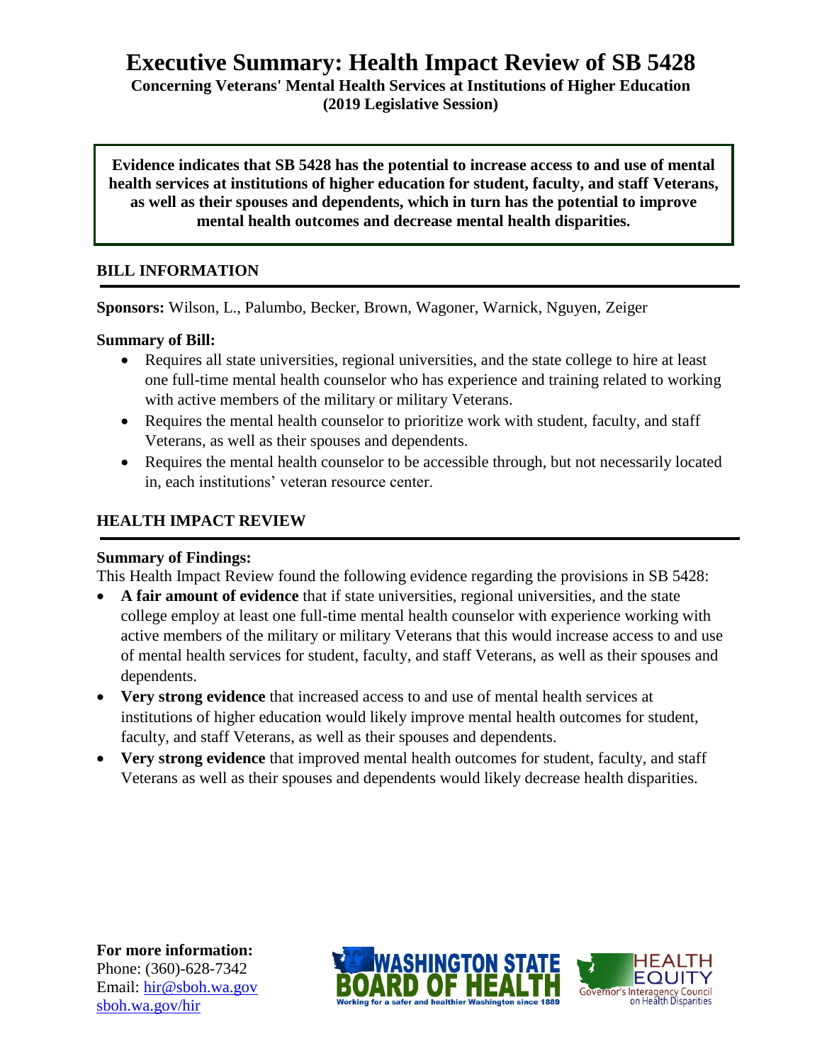# Executive Summary: Health Impact Review of SB 5428

**Concerning Veterans' Mental Health Services at Institutions of Higher Education (2019 Legislative Session)**

**Evidence indicates that SB 5428 has the potential to increase access to and use of mental health services at institutions of higher education for student, faculty, and staff Veterans, as well as their spouses and dependents, which in turn has the potential to improve mental health outcomes and decrease mental health disparities.**

## BILL INFORMATION

**Sponsors:** Wilson, L., Palumbo, Becker, Brown, Wagoner, Warnick, Nguyen, Zeiger

**Summary of Bill:**

- Requires all state universities, regional universities, and the state college to hire at least one full-time mental health counselor who has experience and training related to working with active members of the military or military Veterans.
- Requires the mental health counselor to prioritize work with student, faculty, and staff Veterans, as well as their spouses and dependents.
- Requires the mental health counselor to be accessible through, but not necessarily located in, each institutions' veteran resource center.

## HEALTH IMPACT REVIEW

**Summary of Findings:**

This Health Impact Review found the following evidence regarding the provisions in SB 5428:

- **A fair amount of evidence** that if state universities, regional universities, and the state college employ at least one full-time mental health counselor with experience working with active members of the military or military Veterans that this would increase access to and use of mental health services for student, faculty, and staff Veterans, as well as their spouses and dependents.
- **Very strong evidence** that increased access to and use of mental health services at institutions of higher education would likely improve mental health outcomes for student, faculty, and staff Veterans, as well as their spouses and dependents.
- **Very strong evidence** that improved mental health outcomes for student, faculty, and staff Veterans as well as their spouses and dependents would likely decrease health disparities.

**For more information:**
Phone: (360)-628-7342
Email: hir@sboh.wa.gov
sboh.wa.gov/hir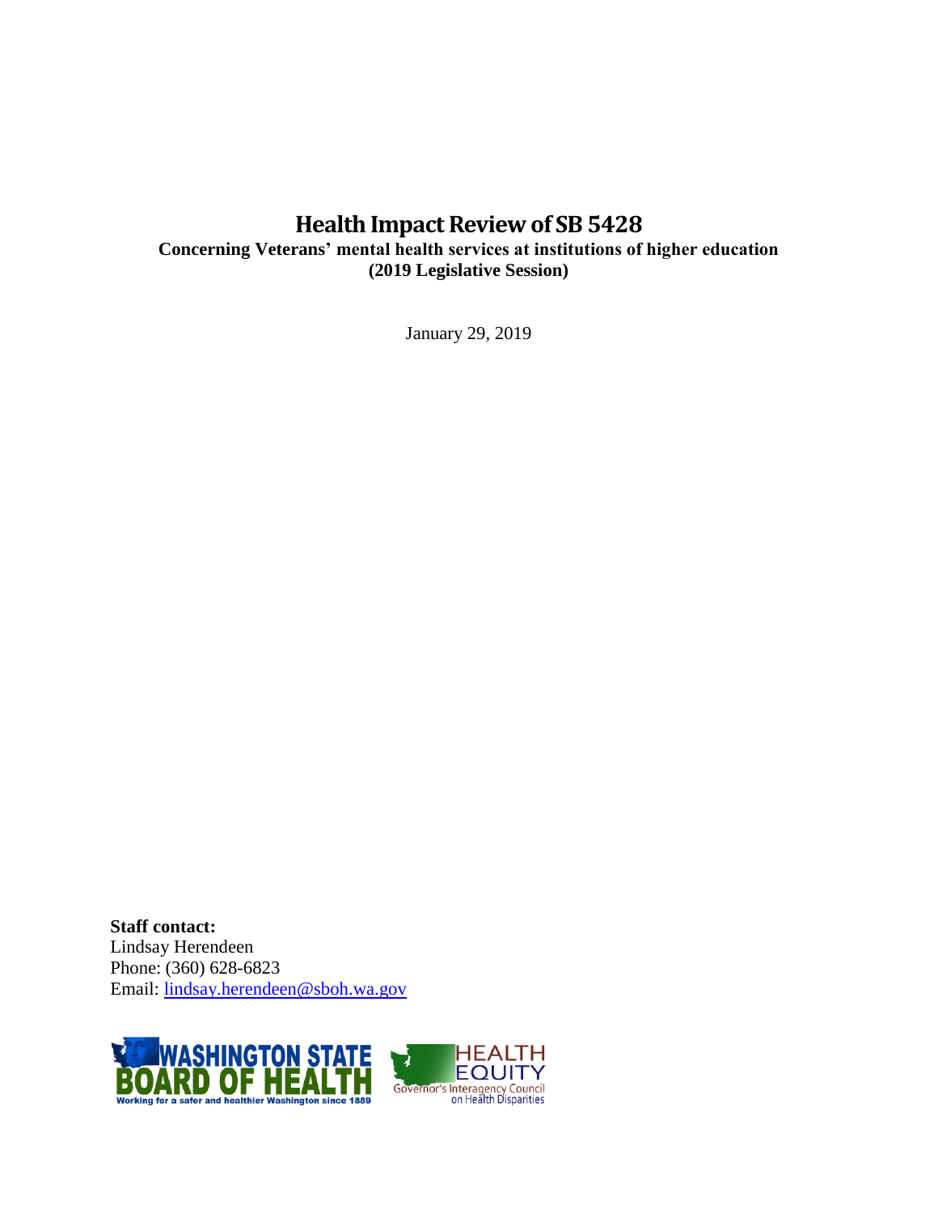# Health Impact Review of SB 5428

**Concerning Veterans' mental health services at institutions of higher education (2019 Legislative Session)**

January 29, 2019

**Staff contact:**
Lindsay Herendeen
Phone: (360) 628-6823
Email: lindsay.herendeen@sboh.wa.gov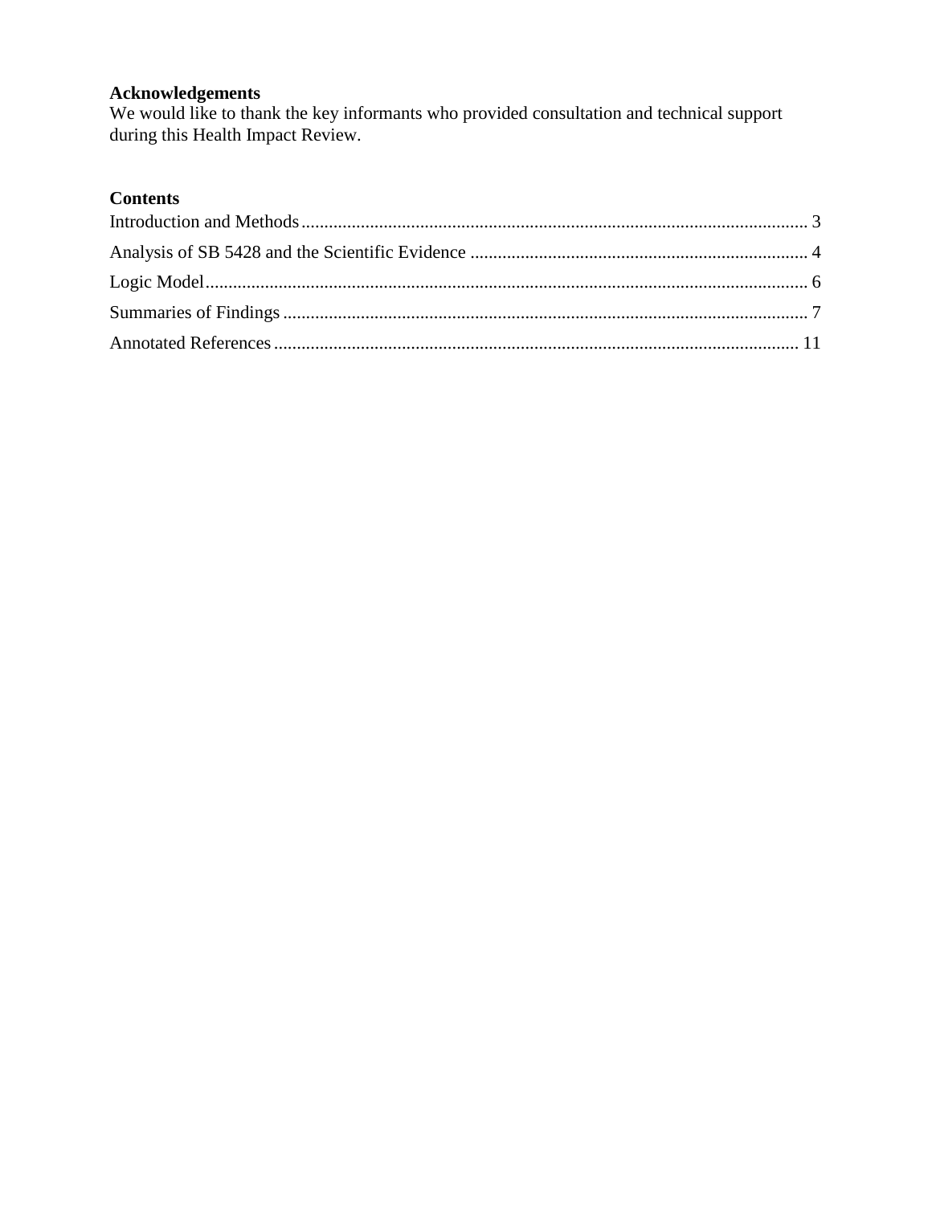**Acknowledgements**

We would like to thank the key informants who provided consultation and technical support during this Health Impact Review.

**Contents**

Introduction and Methods ........................................................................................................ 3

Analysis of SB 5428 and the Scientific Evidence ....................................................................... 4

Logic Model ............................................................................................................................. 6

Summaries of Findings ............................................................................................................ 7

Annotated References ............................................................................................................ 11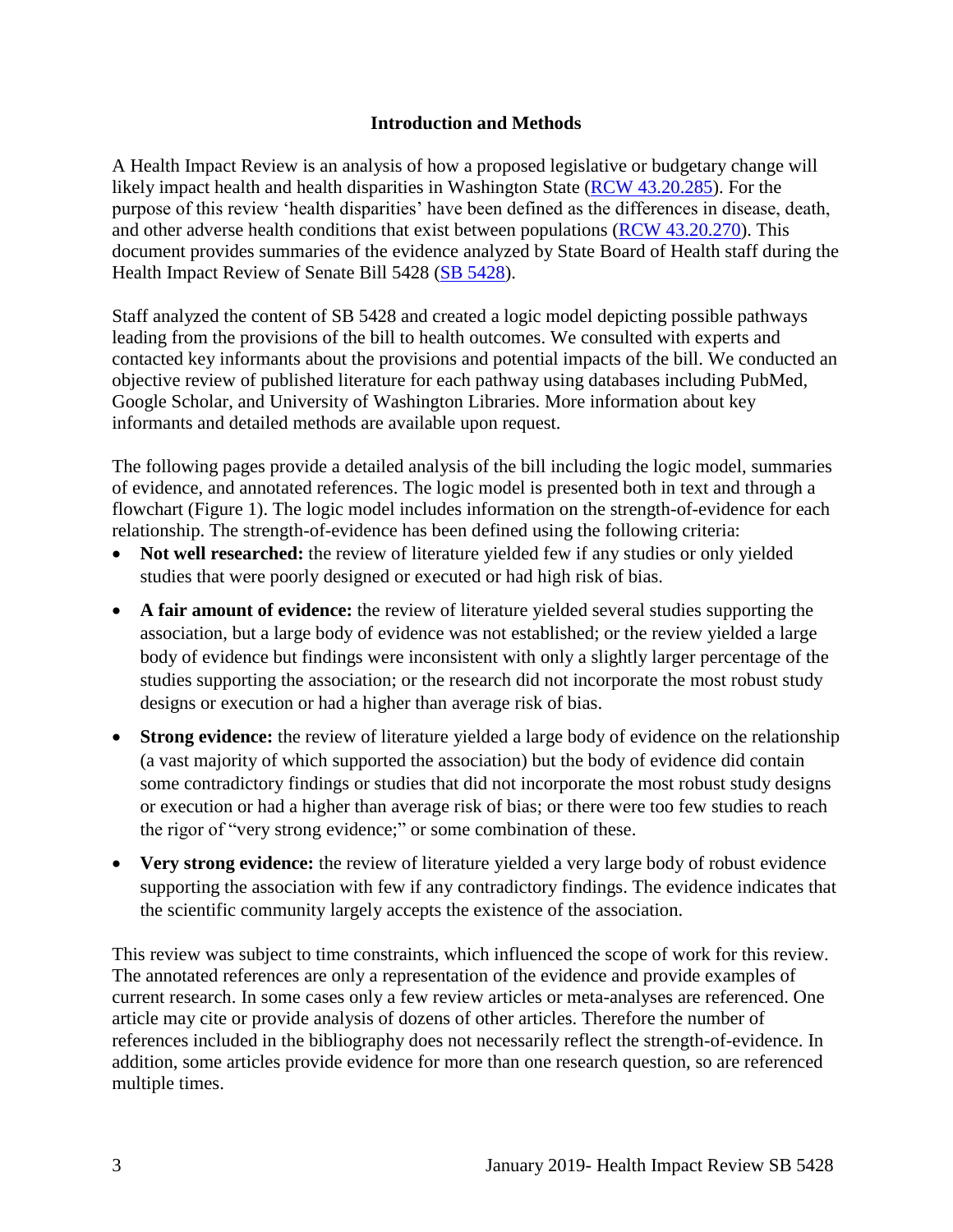## Introduction and Methods

A Health Impact Review is an analysis of how a proposed legislative or budgetary change will likely impact health and health disparities in Washington State (RCW 43.20.285). For the purpose of this review 'health disparities' have been defined as the differences in disease, death, and other adverse health conditions that exist between populations (RCW 43.20.270). This document provides summaries of the evidence analyzed by State Board of Health staff during the Health Impact Review of Senate Bill 5428 (SB 5428).

Staff analyzed the content of SB 5428 and created a logic model depicting possible pathways leading from the provisions of the bill to health outcomes. We consulted with experts and contacted key informants about the provisions and potential impacts of the bill. We conducted an objective review of published literature for each pathway using databases including PubMed, Google Scholar, and University of Washington Libraries. More information about key informants and detailed methods are available upon request.

The following pages provide a detailed analysis of the bill including the logic model, summaries of evidence, and annotated references. The logic model is presented both in text and through a flowchart (Figure 1). The logic model includes information on the strength-of-evidence for each relationship. The strength-of-evidence has been defined using the following criteria:

- **Not well researched:** the review of literature yielded few if any studies or only yielded studies that were poorly designed or executed or had high risk of bias.
- **A fair amount of evidence:** the review of literature yielded several studies supporting the association, but a large body of evidence was not established; or the review yielded a large body of evidence but findings were inconsistent with only a slightly larger percentage of the studies supporting the association; or the research did not incorporate the most robust study designs or execution or had a higher than average risk of bias.
- **Strong evidence:** the review of literature yielded a large body of evidence on the relationship (a vast majority of which supported the association) but the body of evidence did contain some contradictory findings or studies that did not incorporate the most robust study designs or execution or had a higher than average risk of bias; or there were too few studies to reach the rigor of "very strong evidence;" or some combination of these.
- **Very strong evidence:** the review of literature yielded a very large body of robust evidence supporting the association with few if any contradictory findings. The evidence indicates that the scientific community largely accepts the existence of the association.

This review was subject to time constraints, which influenced the scope of work for this review. The annotated references are only a representation of the evidence and provide examples of current research. In some cases only a few review articles or meta-analyses are referenced. One article may cite or provide analysis of dozens of other articles. Therefore the number of references included in the bibliography does not necessarily reflect the strength-of-evidence. In addition, some articles provide evidence for more than one research question, so are referenced multiple times.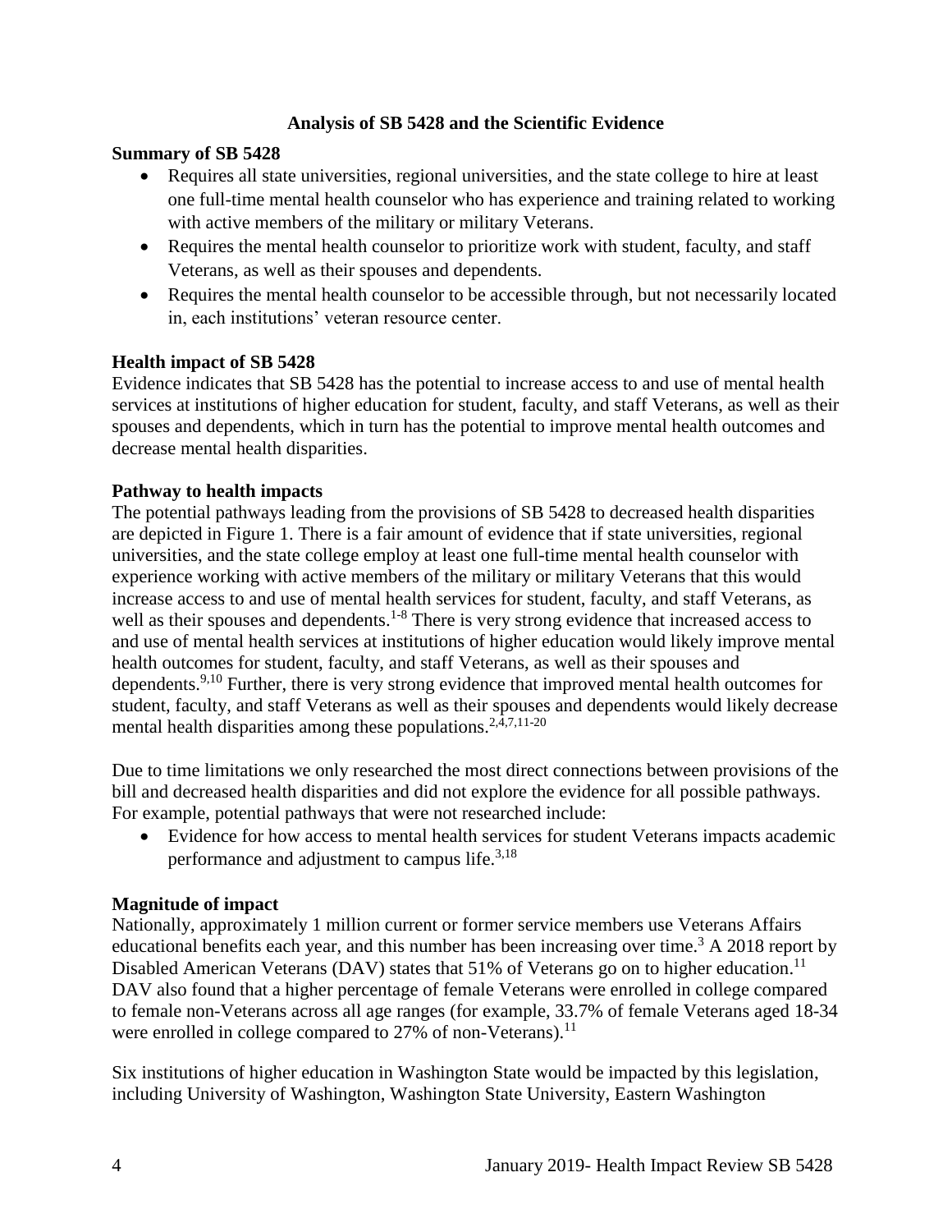## Analysis of SB 5428 and the Scientific Evidence

### Summary of SB 5428

- Requires all state universities, regional universities, and the state college to hire at least one full-time mental health counselor who has experience and training related to working with active members of the military or military Veterans.
- Requires the mental health counselor to prioritize work with student, faculty, and staff Veterans, as well as their spouses and dependents.
- Requires the mental health counselor to be accessible through, but not necessarily located in, each institutions' veteran resource center.

### Health impact of SB 5428

Evidence indicates that SB 5428 has the potential to increase access to and use of mental health services at institutions of higher education for student, faculty, and staff Veterans, as well as their spouses and dependents, which in turn has the potential to improve mental health outcomes and decrease mental health disparities.

### Pathway to health impacts

The potential pathways leading from the provisions of SB 5428 to decreased health disparities are depicted in Figure 1. There is a fair amount of evidence that if state universities, regional universities, and the state college employ at least one full-time mental health counselor with experience working with active members of the military or military Veterans that this would increase access to and use of mental health services for student, faculty, and staff Veterans, as well as their spouses and dependents.[1-8] There is very strong evidence that increased access to and use of mental health services at institutions of higher education would likely improve mental health outcomes for student, faculty, and staff Veterans, as well as their spouses and dependents.[9,10] Further, there is very strong evidence that improved mental health outcomes for student, faculty, and staff Veterans as well as their spouses and dependents would likely decrease mental health disparities among these populations.[2,4,7,11-20]

Due to time limitations we only researched the most direct connections between provisions of the bill and decreased health disparities and did not explore the evidence for all possible pathways. For example, potential pathways that were not researched include:

- Evidence for how access to mental health services for student Veterans impacts academic performance and adjustment to campus life.[3,18]

### Magnitude of impact

Nationally, approximately 1 million current or former service members use Veterans Affairs educational benefits each year, and this number has been increasing over time.[3] A 2018 report by Disabled American Veterans (DAV) states that 51% of Veterans go on to higher education.[11] DAV also found that a higher percentage of female Veterans were enrolled in college compared to female non-Veterans across all age ranges (for example, 33.7% of female Veterans aged 18-34 were enrolled in college compared to 27% of non-Veterans).[11]

Six institutions of higher education in Washington State would be impacted by this legislation, including University of Washington, Washington State University, Eastern Washington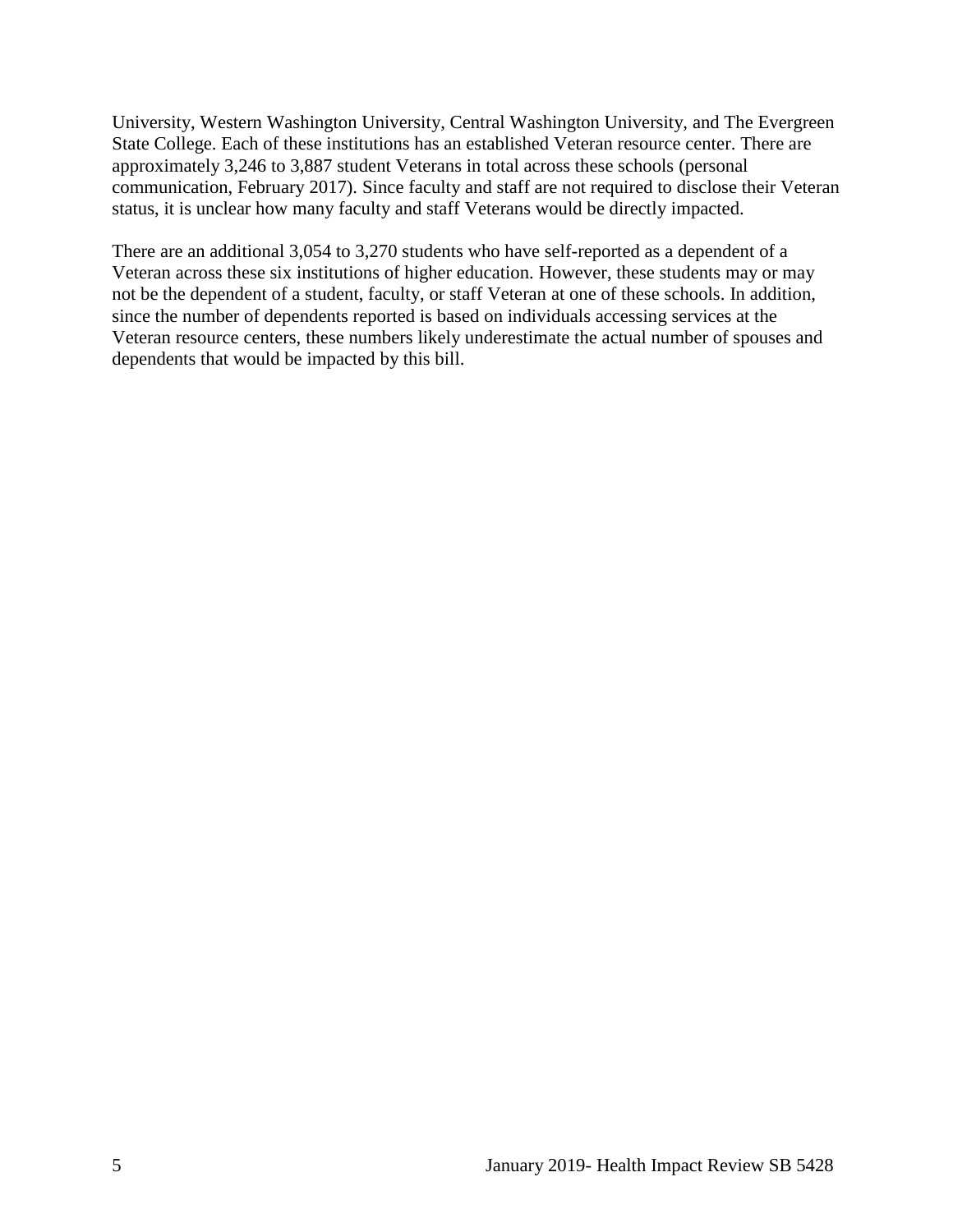University, Western Washington University, Central Washington University, and The Evergreen State College. Each of these institutions has an established Veteran resource center. There are approximately 3,246 to 3,887 student Veterans in total across these schools (personal communication, February 2017). Since faculty and staff are not required to disclose their Veteran status, it is unclear how many faculty and staff Veterans would be directly impacted.

There are an additional 3,054 to 3,270 students who have self-reported as a dependent of a Veteran across these six institutions of higher education. However, these students may or may not be the dependent of a student, faculty, or staff Veteran at one of these schools. In addition, since the number of dependents reported is based on individuals accessing services at the Veteran resource centers, these numbers likely underestimate the actual number of spouses and dependents that would be impacted by this bill.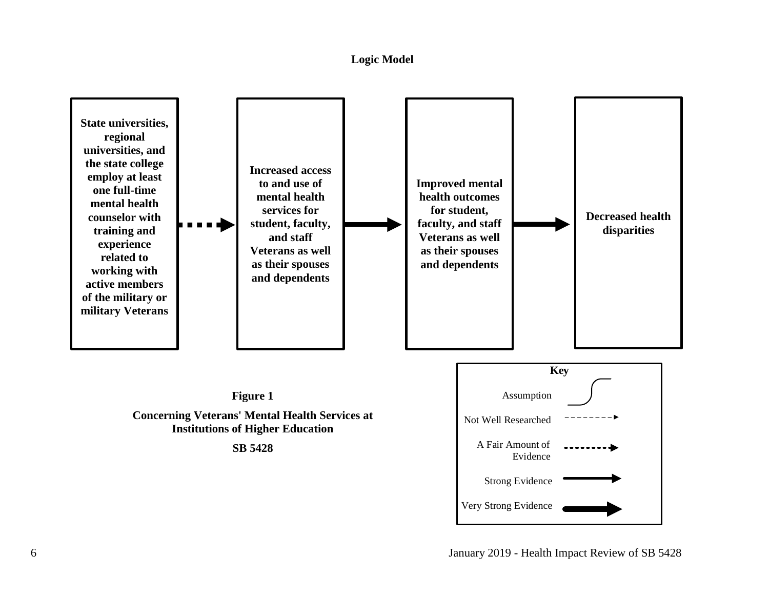## Logic Model

**State universities, regional universities, and the state college employ at least one full-time mental health counselor with training and experience related to working with active members of the military or military Veterans** → (A Fair Amount of Evidence) → **Increased access to and use of mental health services for student, faculty, and staff Veterans as well as their spouses and dependents** → (Very Strong Evidence) → **Improved mental health outcomes for student, faculty, and staff Veterans as well as their spouses and dependents** → (Very Strong Evidence) → **Decreased health disparities**

**Key**

- Assumption
- Not Well Researched
- A Fair Amount of Evidence
- Strong Evidence
- Very Strong Evidence

**Figure 1**

**Concerning Veterans' Mental Health Services at Institutions of Higher Education**

**SB 5428**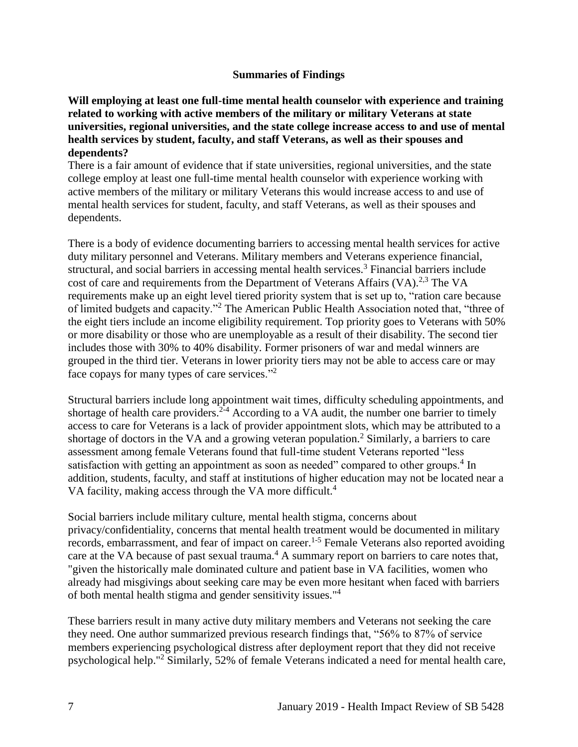## Summaries of Findings

**Will employing at least one full-time mental health counselor with experience and training related to working with active members of the military or military Veterans at state universities, regional universities, and the state college increase access to and use of mental health services by student, faculty, and staff Veterans, as well as their spouses and dependents?**

There is a fair amount of evidence that if state universities, regional universities, and the state college employ at least one full-time mental health counselor with experience working with active members of the military or military Veterans this would increase access to and use of mental health services for student, faculty, and staff Veterans, as well as their spouses and dependents.

There is a body of evidence documenting barriers to accessing mental health services for active duty military personnel and Veterans. Military members and Veterans experience financial, structural, and social barriers in accessing mental health services.[3] Financial barriers include cost of care and requirements from the Department of Veterans Affairs (VA).[2,3] The VA requirements make up an eight level tiered priority system that is set up to, "ration care because of limited budgets and capacity."[2] The American Public Health Association noted that, "three of the eight tiers include an income eligibility requirement. Top priority goes to Veterans with 50% or more disability or those who are unemployable as a result of their disability. The second tier includes those with 30% to 40% disability. Former prisoners of war and medal winners are grouped in the third tier. Veterans in lower priority tiers may not be able to access care or may face copays for many types of care services."[2]

Structural barriers include long appointment wait times, difficulty scheduling appointments, and shortage of health care providers.[2-4] According to a VA audit, the number one barrier to timely access to care for Veterans is a lack of provider appointment slots, which may be attributed to a shortage of doctors in the VA and a growing veteran population.[2] Similarly, a barriers to care assessment among female Veterans found that full-time student Veterans reported "less satisfaction with getting an appointment as soon as needed" compared to other groups.[4] In addition, students, faculty, and staff at institutions of higher education may not be located near a VA facility, making access through the VA more difficult.[4]

Social barriers include military culture, mental health stigma, concerns about privacy/confidentiality, concerns that mental health treatment would be documented in military records, embarrassment, and fear of impact on career.[1-5] Female Veterans also reported avoiding care at the VA because of past sexual trauma.[4] A summary report on barriers to care notes that, "given the historically male dominated culture and patient base in VA facilities, women who already had misgivings about seeking care may be even more hesitant when faced with barriers of both mental health stigma and gender sensitivity issues."[4]

These barriers result in many active duty military members and Veterans not seeking the care they need. One author summarized previous research findings that, "56% to 87% of service members experiencing psychological distress after deployment report that they did not receive psychological help."[2] Similarly, 52% of female Veterans indicated a need for mental health care,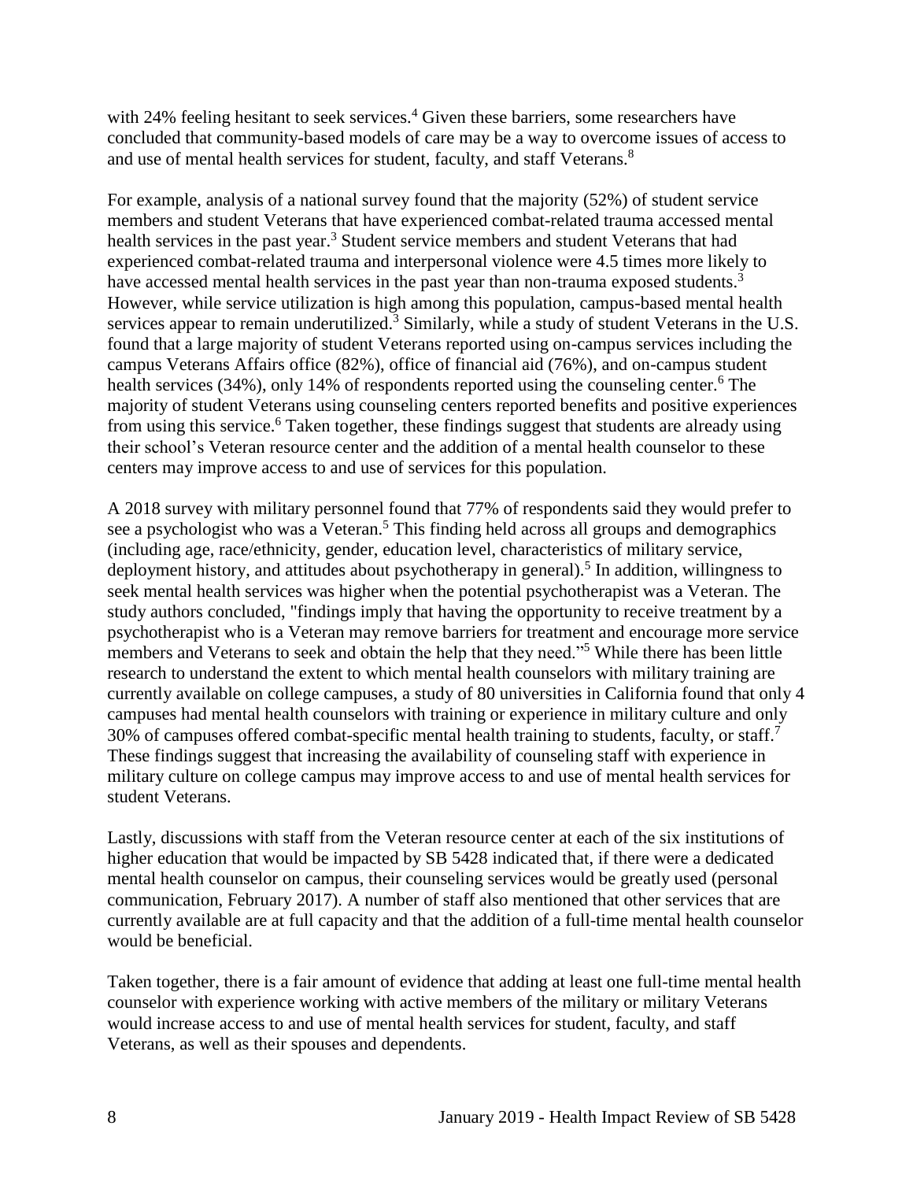with 24% feeling hesitant to seek services.[4] Given these barriers, some researchers have concluded that community-based models of care may be a way to overcome issues of access to and use of mental health services for student, faculty, and staff Veterans.[8]

For example, analysis of a national survey found that the majority (52%) of student service members and student Veterans that have experienced combat-related trauma accessed mental health services in the past year.[3] Student service members and student Veterans that had experienced combat-related trauma and interpersonal violence were 4.5 times more likely to have accessed mental health services in the past year than non-trauma exposed students.[3] However, while service utilization is high among this population, campus-based mental health services appear to remain underutilized.[3] Similarly, while a study of student Veterans in the U.S. found that a large majority of student Veterans reported using on-campus services including the campus Veterans Affairs office (82%), office of financial aid (76%), and on-campus student health services (34%), only 14% of respondents reported using the counseling center.[6] The majority of student Veterans using counseling centers reported benefits and positive experiences from using this service.[6] Taken together, these findings suggest that students are already using their school's Veteran resource center and the addition of a mental health counselor to these centers may improve access to and use of services for this population.

A 2018 survey with military personnel found that 77% of respondents said they would prefer to see a psychologist who was a Veteran.[5] This finding held across all groups and demographics (including age, race/ethnicity, gender, education level, characteristics of military service, deployment history, and attitudes about psychotherapy in general).[5] In addition, willingness to seek mental health services was higher when the potential psychotherapist was a Veteran. The study authors concluded, "findings imply that having the opportunity to receive treatment by a psychotherapist who is a Veteran may remove barriers for treatment and encourage more service members and Veterans to seek and obtain the help that they need."[5] While there has been little research to understand the extent to which mental health counselors with military training are currently available on college campuses, a study of 80 universities in California found that only 4 campuses had mental health counselors with training or experience in military culture and only 30% of campuses offered combat-specific mental health training to students, faculty, or staff.[7] These findings suggest that increasing the availability of counseling staff with experience in military culture on college campus may improve access to and use of mental health services for student Veterans.

Lastly, discussions with staff from the Veteran resource center at each of the six institutions of higher education that would be impacted by SB 5428 indicated that, if there were a dedicated mental health counselor on campus, their counseling services would be greatly used (personal communication, February 2017). A number of staff also mentioned that other services that are currently available are at full capacity and that the addition of a full-time mental health counselor would be beneficial.

Taken together, there is a fair amount of evidence that adding at least one full-time mental health counselor with experience working with active members of the military or military Veterans would increase access to and use of mental health services for student, faculty, and staff Veterans, as well as their spouses and dependents.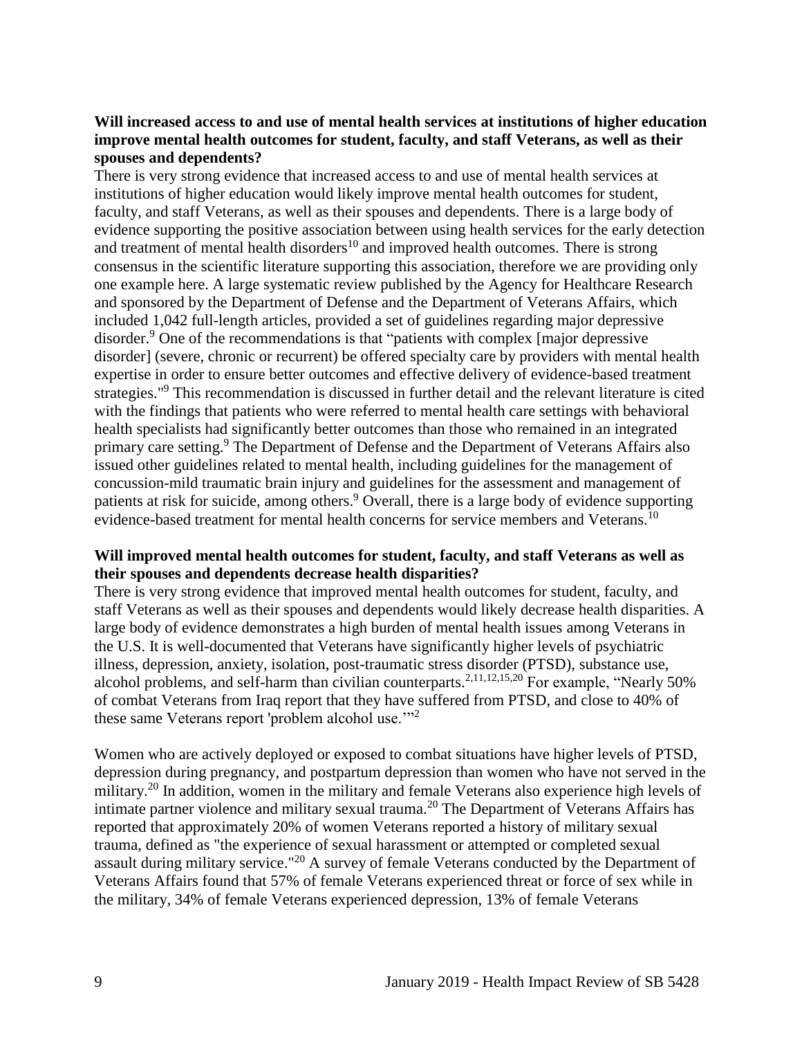**Will increased access to and use of mental health services at institutions of higher education improve mental health outcomes for student, faculty, and staff Veterans, as well as their spouses and dependents?**

There is very strong evidence that increased access to and use of mental health services at institutions of higher education would likely improve mental health outcomes for student, faculty, and staff Veterans, as well as their spouses and dependents. There is a large body of evidence supporting the positive association between using health services for the early detection and treatment of mental health disorders[10] and improved health outcomes. There is strong consensus in the scientific literature supporting this association, therefore we are providing only one example here. A large systematic review published by the Agency for Healthcare Research and sponsored by the Department of Defense and the Department of Veterans Affairs, which included 1,042 full-length articles, provided a set of guidelines regarding major depressive disorder.[9] One of the recommendations is that "patients with complex [major depressive disorder] (severe, chronic or recurrent) be offered specialty care by providers with mental health expertise in order to ensure better outcomes and effective delivery of evidence-based treatment strategies."[9] This recommendation is discussed in further detail and the relevant literature is cited with the findings that patients who were referred to mental health care settings with behavioral health specialists had significantly better outcomes than those who remained in an integrated primary care setting.[9] The Department of Defense and the Department of Veterans Affairs also issued other guidelines related to mental health, including guidelines for the management of concussion-mild traumatic brain injury and guidelines for the assessment and management of patients at risk for suicide, among others.[9] Overall, there is a large body of evidence supporting evidence-based treatment for mental health concerns for service members and Veterans.[10]

**Will improved mental health outcomes for student, faculty, and staff Veterans as well as their spouses and dependents decrease health disparities?**

There is very strong evidence that improved mental health outcomes for student, faculty, and staff Veterans as well as their spouses and dependents would likely decrease health disparities. A large body of evidence demonstrates a high burden of mental health issues among Veterans in the U.S. It is well-documented that Veterans have significantly higher levels of psychiatric illness, depression, anxiety, isolation, post-traumatic stress disorder (PTSD), substance use, alcohol problems, and self-harm than civilian counterparts.[2,11,12,15,20] For example, "Nearly 50% of combat Veterans from Iraq report that they have suffered from PTSD, and close to 40% of these same Veterans report 'problem alcohol use.'"[2]

Women who are actively deployed or exposed to combat situations have higher levels of PTSD, depression during pregnancy, and postpartum depression than women who have not served in the military.[20] In addition, women in the military and female Veterans also experience high levels of intimate partner violence and military sexual trauma.[20] The Department of Veterans Affairs has reported that approximately 20% of women Veterans reported a history of military sexual trauma, defined as "the experience of sexual harassment or attempted or completed sexual assault during military service."[20] A survey of female Veterans conducted by the Department of Veterans Affairs found that 57% of female Veterans experienced threat or force of sex while in the military, 34% of female Veterans experienced depression, 13% of female Veterans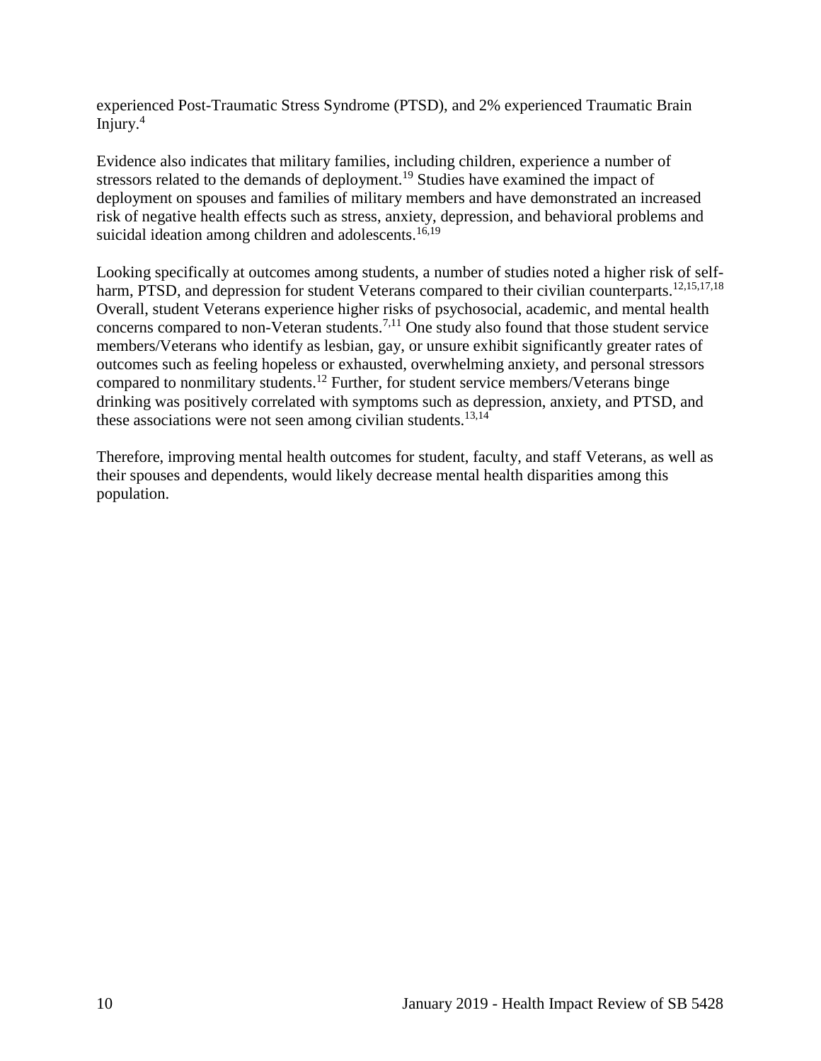experienced Post-Traumatic Stress Syndrome (PTSD), and 2% experienced Traumatic Brain Injury.[4]

Evidence also indicates that military families, including children, experience a number of stressors related to the demands of deployment.[19] Studies have examined the impact of deployment on spouses and families of military members and have demonstrated an increased risk of negative health effects such as stress, anxiety, depression, and behavioral problems and suicidal ideation among children and adolescents.[16,19]

Looking specifically at outcomes among students, a number of studies noted a higher risk of self-harm, PTSD, and depression for student Veterans compared to their civilian counterparts.[12,15,17,18] Overall, student Veterans experience higher risks of psychosocial, academic, and mental health concerns compared to non-Veteran students.[7,11] One study also found that those student service members/Veterans who identify as lesbian, gay, or unsure exhibit significantly greater rates of outcomes such as feeling hopeless or exhausted, overwhelming anxiety, and personal stressors compared to nonmilitary students.[12] Further, for student service members/Veterans binge drinking was positively correlated with symptoms such as depression, anxiety, and PTSD, and these associations were not seen among civilian students.[13,14]

Therefore, improving mental health outcomes for student, faculty, and staff Veterans, as well as their spouses and dependents, would likely decrease mental health disparities among this population.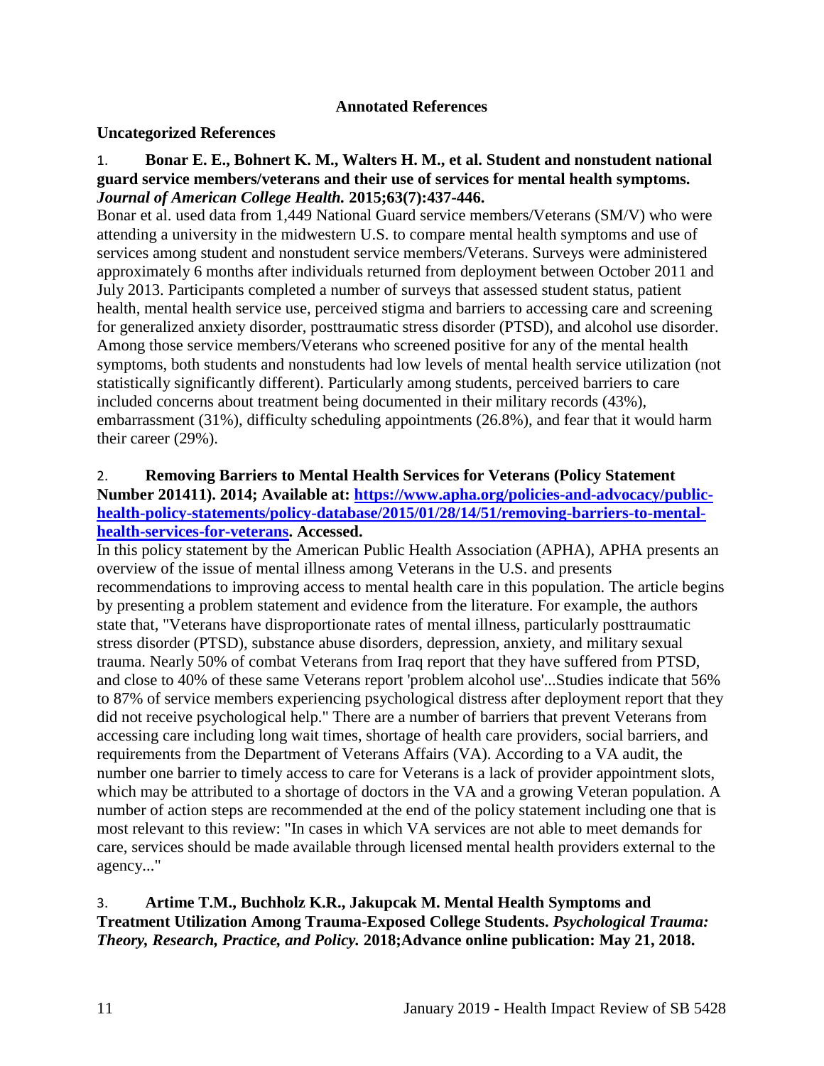## Annotated References

### Uncategorized References

1. **Bonar E. E., Bohnert K. M., Walters H. M., et al. Student and nonstudent national guard service members/veterans and their use of services for mental health symptoms. *Journal of American College Health.* 2015;63(7):437-446.**

Bonar et al. used data from 1,449 National Guard service members/Veterans (SM/V) who were attending a university in the midwestern U.S. to compare mental health symptoms and use of services among student and nonstudent service members/Veterans. Surveys were administered approximately 6 months after individuals returned from deployment between October 2011 and July 2013. Participants completed a number of surveys that assessed student status, patient health, mental health service use, perceived stigma and barriers to accessing care and screening for generalized anxiety disorder, posttraumatic stress disorder (PTSD), and alcohol use disorder. Among those service members/Veterans who screened positive for any of the mental health symptoms, both students and nonstudents had low levels of mental health service utilization (not statistically significantly different). Particularly among students, perceived barriers to care included concerns about treatment being documented in their military records (43%), embarrassment (31%), difficulty scheduling appointments (26.8%), and fear that it would harm their career (29%).

2. **Removing Barriers to Mental Health Services for Veterans (Policy Statement Number 201411). 2014; Available at: [https://www.apha.org/policies-and-advocacy/public-health-policy-statements/policy-database/2015/01/28/14/51/removing-barriers-to-mental-health-services-for-veterans](https://www.apha.org/policies-and-advocacy/public-health-policy-statements/policy-database/2015/01/28/14/51/removing-barriers-to-mental-health-services-for-veterans). Accessed.**

In this policy statement by the American Public Health Association (APHA), APHA presents an overview of the issue of mental illness among Veterans in the U.S. and presents recommendations to improving access to mental health care in this population. The article begins by presenting a problem statement and evidence from the literature. For example, the authors state that, "Veterans have disproportionate rates of mental illness, particularly posttraumatic stress disorder (PTSD), substance abuse disorders, depression, anxiety, and military sexual trauma. Nearly 50% of combat Veterans from Iraq report that they have suffered from PTSD, and close to 40% of these same Veterans report 'problem alcohol use'...Studies indicate that 56% to 87% of service members experiencing psychological distress after deployment report that they did not receive psychological help." There are a number of barriers that prevent Veterans from accessing care including long wait times, shortage of health care providers, social barriers, and requirements from the Department of Veterans Affairs (VA). According to a VA audit, the number one barrier to timely access to care for Veterans is a lack of provider appointment slots, which may be attributed to a shortage of doctors in the VA and a growing Veteran population. A number of action steps are recommended at the end of the policy statement including one that is most relevant to this review: "In cases in which VA services are not able to meet demands for care, services should be made available through licensed mental health providers external to the agency..."

3. **Artime T.M., Buchholz K.R., Jakupcak M. Mental Health Symptoms and Treatment Utilization Among Trauma-Exposed College Students. *Psychological Trauma: Theory, Research, Practice, and Policy.* 2018;Advance online publication: May 21, 2018.**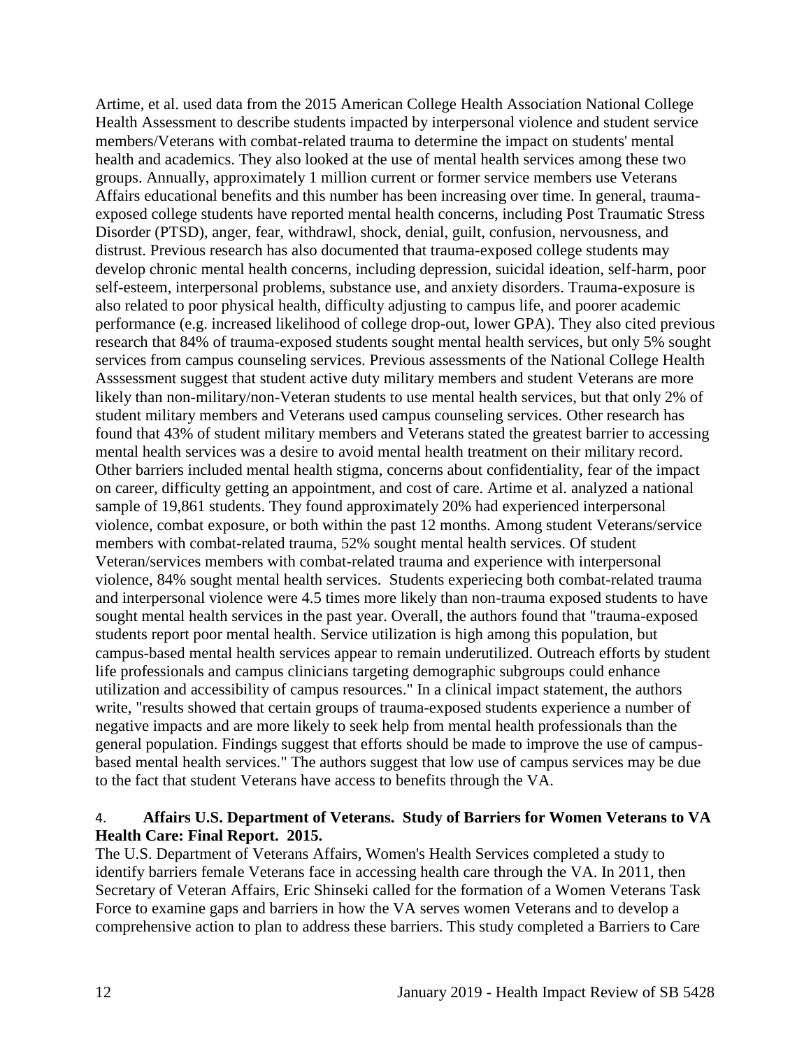Artime, et al. used data from the 2015 American College Health Association National College Health Assessment to describe students impacted by interpersonal violence and student service members/Veterans with combat-related trauma to determine the impact on students' mental health and academics. They also looked at the use of mental health services among these two groups. Annually, approximately 1 million current or former service members use Veterans Affairs educational benefits and this number has been increasing over time. In general, trauma-exposed college students have reported mental health concerns, including Post Traumatic Stress Disorder (PTSD), anger, fear, withdrawl, shock, denial, guilt, confusion, nervousness, and distrust. Previous research has also documented that trauma-exposed college students may develop chronic mental health concerns, including depression, suicidal ideation, self-harm, poor self-esteem, interpersonal problems, substance use, and anxiety disorders. Trauma-exposure is also related to poor physical health, difficulty adjusting to campus life, and poorer academic performance (e.g. increased likelihood of college drop-out, lower GPA). They also cited previous research that 84% of trauma-exposed students sought mental health services, but only 5% sought services from campus counseling services. Previous assessments of the National College Health Asssessment suggest that student active duty military members and student Veterans are more likely than non-military/non-Veteran students to use mental health services, but that only 2% of student military members and Veterans used campus counseling services. Other research has found that 43% of student military members and Veterans stated the greatest barrier to accessing mental health services was a desire to avoid mental health treatment on their military record. Other barriers included mental health stigma, concerns about confidentiality, fear of the impact on career, difficulty getting an appointment, and cost of care. Artime et al. analyzed a national sample of 19,861 students. They found approximately 20% had experienced interpersonal violence, combat exposure, or both within the past 12 months. Among student Veterans/service members with combat-related trauma, 52% sought mental health services. Of student Veteran/services members with combat-related trauma and experience with interpersonal violence, 84% sought mental health services. Students experiecing both combat-related trauma and interpersonal violence were 4.5 times more likely than non-trauma exposed students to have sought mental health services in the past year. Overall, the authors found that "trauma-exposed students report poor mental health. Service utilization is high among this population, but campus-based mental health services appear to remain underutilized. Outreach efforts by student life professionals and campus clinicians targeting demographic subgroups could enhance utilization and accessibility of campus resources." In a clinical impact statement, the authors write, "results showed that certain groups of trauma-exposed students experience a number of negative impacts and are more likely to seek help from mental health professionals than the general population. Findings suggest that efforts should be made to improve the use of campus-based mental health services." The authors suggest that low use of campus services may be due to the fact that student Veterans have access to benefits through the VA.

4. **Affairs U.S. Department of Veterans. Study of Barriers for Women Veterans to VA Health Care: Final Report. 2015.**

The U.S. Department of Veterans Affairs, Women's Health Services completed a study to identify barriers female Veterans face in accessing health care through the VA. In 2011, then Secretary of Veteran Affairs, Eric Shinseki called for the formation of a Women Veterans Task Force to examine gaps and barriers in how the VA serves women Veterans and to develop a comprehensive action to plan to address these barriers. This study completed a Barriers to Care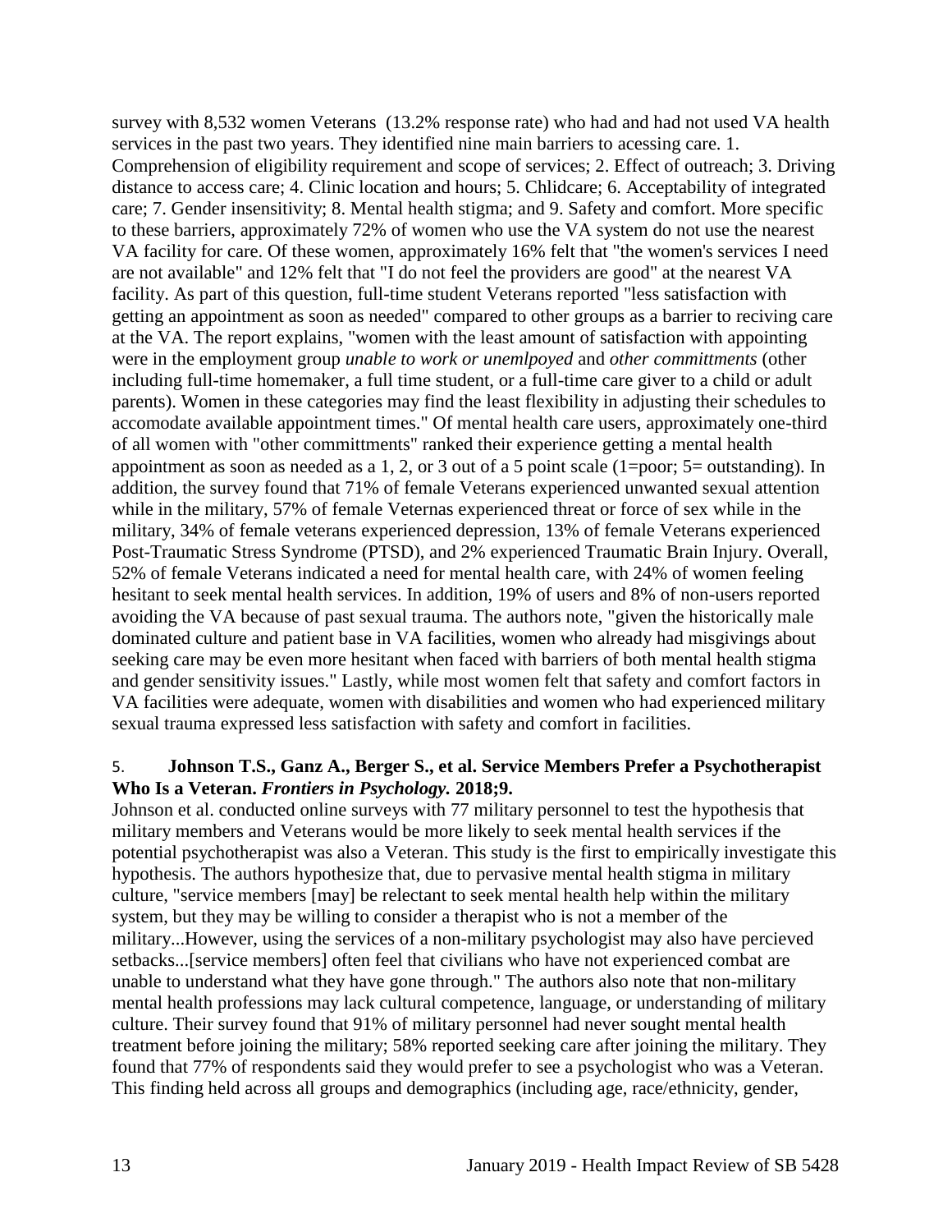survey with 8,532 women Veterans (13.2% response rate) who had and had not used VA health services in the past two years. They identified nine main barriers to acessing care. 1. Comprehension of eligibility requirement and scope of services; 2. Effect of outreach; 3. Driving distance to access care; 4. Clinic location and hours; 5. Chlidcare; 6. Acceptability of integrated care; 7. Gender insensitivity; 8. Mental health stigma; and 9. Safety and comfort. More specific to these barriers, approximately 72% of women who use the VA system do not use the nearest VA facility for care. Of these women, approximately 16% felt that "the women's services I need are not available" and 12% felt that "I do not feel the providers are good" at the nearest VA facility. As part of this question, full-time student Veterans reported "less satisfaction with getting an appointment as soon as needed" compared to other groups as a barrier to reciving care at the VA. The report explains, "women with the least amount of satisfaction with appointing were in the employment group *unable to work or unemlpoyed* and *other committments* (other including full-time homemaker, a full time student, or a full-time care giver to a child or adult parents). Women in these categories may find the least flexibility in adjusting their schedules to accomodate available appointment times." Of mental health care users, approximately one-third of all women with "other committments" ranked their experience getting a mental health appointment as soon as needed as a 1, 2, or 3 out of a 5 point scale (1=poor; 5= outstanding). In addition, the survey found that 71% of female Veterans experienced unwanted sexual attention while in the military, 57% of female Veternas experienced threat or force of sex while in the military, 34% of female veterans experienced depression, 13% of female Veterans experienced Post-Traumatic Stress Syndrome (PTSD), and 2% experienced Traumatic Brain Injury. Overall, 52% of female Veterans indicated a need for mental health care, with 24% of women feeling hesitant to seek mental health services. In addition, 19% of users and 8% of non-users reported avoiding the VA because of past sexual trauma. The authors note, "given the historically male dominated culture and patient base in VA facilities, women who already had misgivings about seeking care may be even more hesitant when faced with barriers of both mental health stigma and gender sensitivity issues." Lastly, while most women felt that safety and comfort factors in VA facilities were adequate, women with disabilities and women who had experienced military sexual trauma expressed less satisfaction with safety and comfort in facilities.

5. **Johnson T.S., Ganz A., Berger S., et al. Service Members Prefer a Psychotherapist Who Is a Veteran. *Frontiers in Psychology.* 2018;9.**

Johnson et al. conducted online surveys with 77 military personnel to test the hypothesis that military members and Veterans would be more likely to seek mental health services if the potential psychotherapist was also a Veteran. This study is the first to empirically investigate this hypothesis. The authors hypothesize that, due to pervasive mental health stigma in military culture, "service members [may] be relectant to seek mental health help within the military system, but they may be willing to consider a therapist who is not a member of the military...However, using the services of a non-military psychologist may also have percieved setbacks...[service members] often feel that civilians who have not experienced combat are unable to understand what they have gone through." The authors also note that non-military mental health professions may lack cultural competence, language, or understanding of military culture. Their survey found that 91% of military personnel had never sought mental health treatment before joining the military; 58% reported seeking care after joining the military. They found that 77% of respondents said they would prefer to see a psychologist who was a Veteran. This finding held across all groups and demographics (including age, race/ethnicity, gender,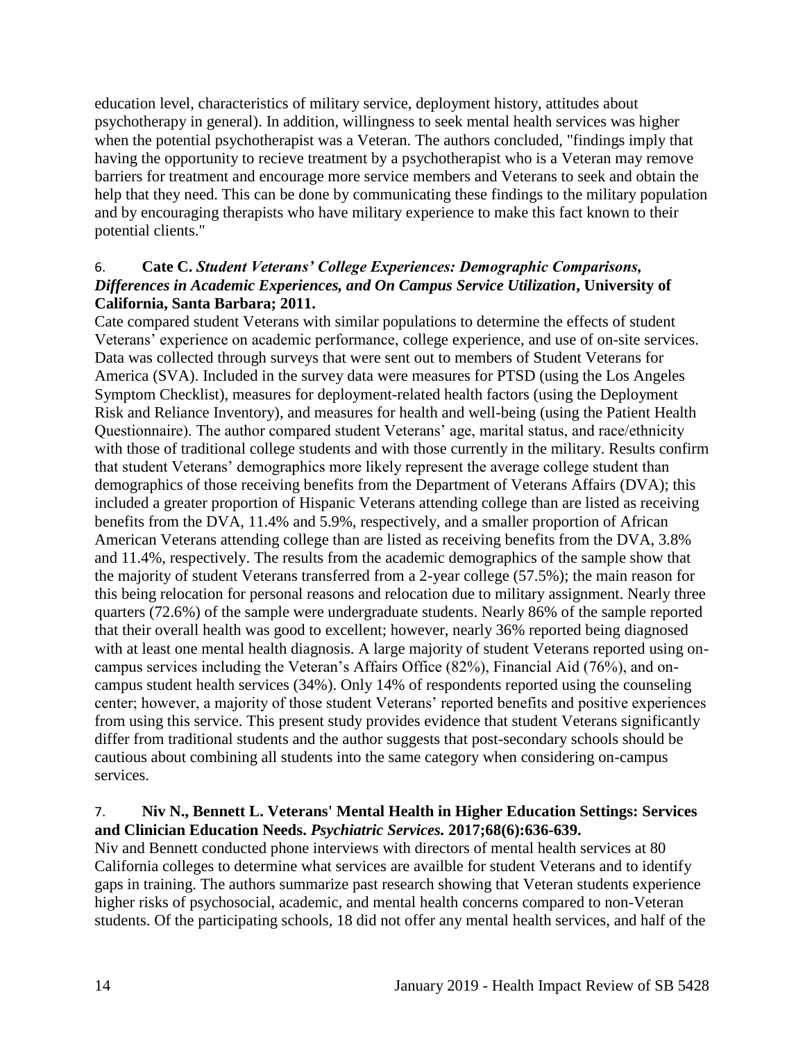education level, characteristics of military service, deployment history, attitudes about psychotherapy in general). In addition, willingness to seek mental health services was higher when the potential psychotherapist was a Veteran. The authors concluded, "findings imply that having the opportunity to recieve treatment by a psychotherapist who is a Veteran may remove barriers for treatment and encourage more service members and Veterans to seek and obtain the help that they need. This can be done by communicating these findings to the military population and by encouraging therapists who have military experience to make this fact known to their potential clients."

6. **Cate C. *Student Veterans' College Experiences: Demographic Comparisons, Differences in Academic Experiences, and On Campus Service Utilization*, University of California, Santa Barbara; 2011.**

Cate compared student Veterans with similar populations to determine the effects of student Veterans' experience on academic performance, college experience, and use of on-site services. Data was collected through surveys that were sent out to members of Student Veterans for America (SVA). Included in the survey data were measures for PTSD (using the Los Angeles Symptom Checklist), measures for deployment-related health factors (using the Deployment Risk and Reliance Inventory), and measures for health and well-being (using the Patient Health Questionnaire). The author compared student Veterans' age, marital status, and race/ethnicity with those of traditional college students and with those currently in the military. Results confirm that student Veterans' demographics more likely represent the average college student than demographics of those receiving benefits from the Department of Veterans Affairs (DVA); this included a greater proportion of Hispanic Veterans attending college than are listed as receiving benefits from the DVA, 11.4% and 5.9%, respectively, and a smaller proportion of African American Veterans attending college than are listed as receiving benefits from the DVA, 3.8% and 11.4%, respectively. The results from the academic demographics of the sample show that the majority of student Veterans transferred from a 2-year college (57.5%); the main reason for this being relocation for personal reasons and relocation due to military assignment. Nearly three quarters (72.6%) of the sample were undergraduate students. Nearly 86% of the sample reported that their overall health was good to excellent; however, nearly 36% reported being diagnosed with at least one mental health diagnosis. A large majority of student Veterans reported using on-campus services including the Veteran's Affairs Office (82%), Financial Aid (76%), and on-campus student health services (34%). Only 14% of respondents reported using the counseling center; however, a majority of those student Veterans' reported benefits and positive experiences from using this service. This present study provides evidence that student Veterans significantly differ from traditional students and the author suggests that post-secondary schools should be cautious about combining all students into the same category when considering on-campus services.

7. **Niv N., Bennett L. Veterans' Mental Health in Higher Education Settings: Services and Clinician Education Needs. *Psychiatric Services.* 2017;68(6):636-639.**

Niv and Bennett conducted phone interviews with directors of mental health services at 80 California colleges to determine what services are availble for student Veterans and to identify gaps in training. The authors summarize past research showing that Veteran students experience higher risks of psychosocial, academic, and mental health concerns compared to non-Veteran students. Of the participating schools, 18 did not offer any mental health services, and half of the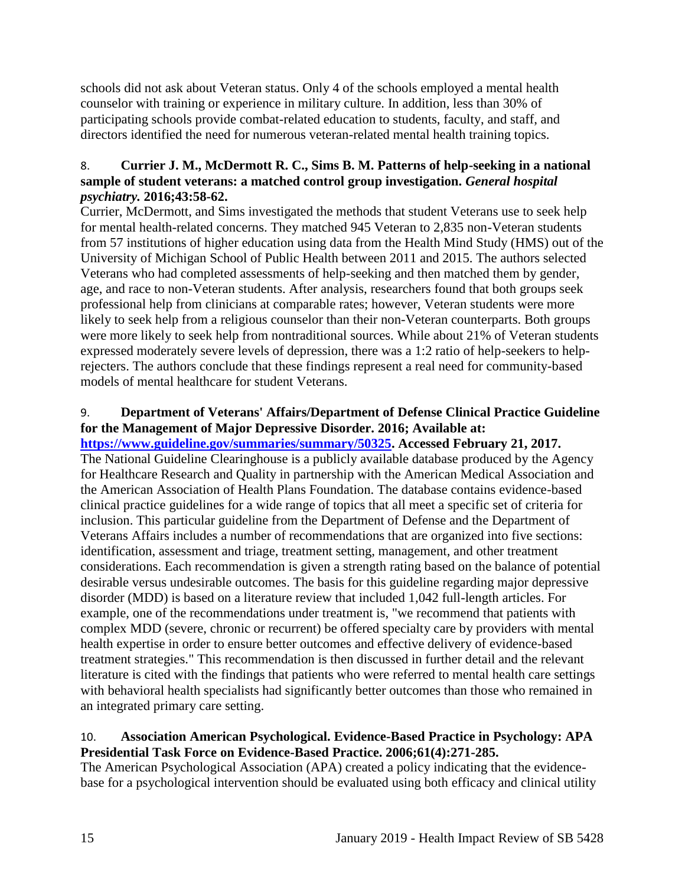schools did not ask about Veteran status. Only 4 of the schools employed a mental health counselor with training or experience in military culture. In addition, less than 30% of participating schools provide combat-related education to students, faculty, and staff, and directors identified the need for numerous veteran-related mental health training topics.

8. **Currier J. M., McDermott R. C., Sims B. M. Patterns of help-seeking in a national sample of student veterans: a matched control group investigation. *General hospital psychiatry.* 2016;43:58-62.**

Currier, McDermott, and Sims investigated the methods that student Veterans use to seek help for mental health-related concerns. They matched 945 Veteran to 2,835 non-Veteran students from 57 institutions of higher education using data from the Health Mind Study (HMS) out of the University of Michigan School of Public Health between 2011 and 2015. The authors selected Veterans who had completed assessments of help-seeking and then matched them by gender, age, and race to non-Veteran students. After analysis, researchers found that both groups seek professional help from clinicians at comparable rates; however, Veteran students were more likely to seek help from a religious counselor than their non-Veteran counterparts. Both groups were more likely to seek help from nontraditional sources. While about 21% of Veteran students expressed moderately severe levels of depression, there was a 1:2 ratio of help-seekers to help-rejecters. The authors conclude that these findings represent a real need for community-based models of mental healthcare for student Veterans.

9. **Department of Veterans' Affairs/Department of Defense Clinical Practice Guideline for the Management of Major Depressive Disorder. 2016; Available at: [https://www.guideline.gov/summaries/summary/50325](https://www.guideline.gov/summaries/summary/50325). Accessed February 21, 2017.**

The National Guideline Clearinghouse is a publicly available database produced by the Agency for Healthcare Research and Quality in partnership with the American Medical Association and the American Association of Health Plans Foundation. The database contains evidence-based clinical practice guidelines for a wide range of topics that all meet a specific set of criteria for inclusion. This particular guideline from the Department of Defense and the Department of Veterans Affairs includes a number of recommendations that are organized into five sections: identification, assessment and triage, treatment setting, management, and other treatment considerations. Each recommendation is given a strength rating based on the balance of potential desirable versus undesirable outcomes. The basis for this guideline regarding major depressive disorder (MDD) is based on a literature review that included 1,042 full-length articles. For example, one of the recommendations under treatment is, "we recommend that patients with complex MDD (severe, chronic or recurrent) be offered specialty care by providers with mental health expertise in order to ensure better outcomes and effective delivery of evidence-based treatment strategies." This recommendation is then discussed in further detail and the relevant literature is cited with the findings that patients who were referred to mental health care settings with behavioral health specialists had significantly better outcomes than those who remained in an integrated primary care setting.

10. **Association American Psychological. Evidence-Based Practice in Psychology: APA Presidential Task Force on Evidence-Based Practice. 2006;61(4):271-285.**

The American Psychological Association (APA) created a policy indicating that the evidence-base for a psychological intervention should be evaluated using both efficacy and clinical utility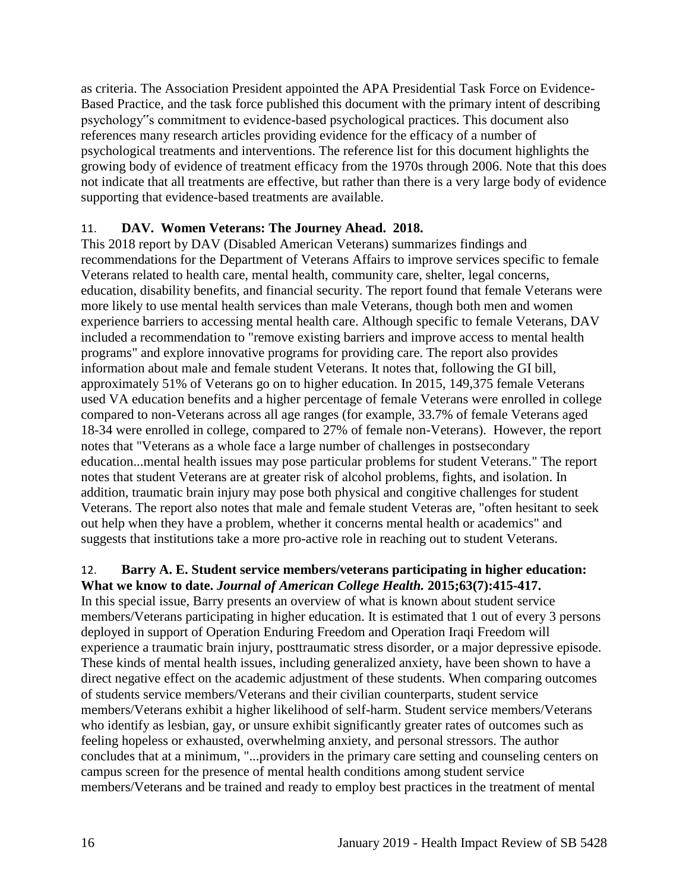as criteria. The Association President appointed the APA Presidential Task Force on Evidence-Based Practice, and the task force published this document with the primary intent of describing psychology‟s commitment to evidence-based psychological practices. This document also references many research articles providing evidence for the efficacy of a number of psychological treatments and interventions. The reference list for this document highlights the growing body of evidence of treatment efficacy from the 1970s through 2006. Note that this does not indicate that all treatments are effective, but rather than there is a very large body of evidence supporting that evidence-based treatments are available.

11. **DAV. Women Veterans: The Journey Ahead. 2018.**

This 2018 report by DAV (Disabled American Veterans) summarizes findings and recommendations for the Department of Veterans Affairs to improve services specific to female Veterans related to health care, mental health, community care, shelter, legal concerns, education, disability benefits, and financial security. The report found that female Veterans were more likely to use mental health services than male Veterans, though both men and women experience barriers to accessing mental health care. Although specific to female Veterans, DAV included a recommendation to "remove existing barriers and improve access to mental health programs" and explore innovative programs for providing care. The report also provides information about male and female student Veterans. It notes that, following the GI bill, approximately 51% of Veterans go on to higher education. In 2015, 149,375 female Veterans used VA education benefits and a higher percentage of female Veterans were enrolled in college compared to non-Veterans across all age ranges (for example, 33.7% of female Veterans aged 18-34 were enrolled in college, compared to 27% of female non-Veterans). However, the report notes that "Veterans as a whole face a large number of challenges in postsecondary education...mental health issues may pose particular problems for student Veterans." The report notes that student Veterans are at greater risk of alcohol problems, fights, and isolation. In addition, traumatic brain injury may pose both physical and congitive challenges for student Veterans. The report also notes that male and female student Veteras are, "often hesitant to seek out help when they have a problem, whether it concerns mental health or academics" and suggests that institutions take a more pro-active role in reaching out to student Veterans.

12. **Barry A. E. Student service members/veterans participating in higher education: What we know to date. *Journal of American College Health.* 2015;63(7):415-417.**

In this special issue, Barry presents an overview of what is known about student service members/Veterans participating in higher education. It is estimated that 1 out of every 3 persons deployed in support of Operation Enduring Freedom and Operation Iraqi Freedom will experience a traumatic brain injury, posttraumatic stress disorder, or a major depressive episode. These kinds of mental health issues, including generalized anxiety, have been shown to have a direct negative effect on the academic adjustment of these students. When comparing outcomes of students service members/Veterans and their civilian counterparts, student service members/Veterans exhibit a higher likelihood of self-harm. Student service members/Veterans who identify as lesbian, gay, or unsure exhibit significantly greater rates of outcomes such as feeling hopeless or exhausted, overwhelming anxiety, and personal stressors. The author concludes that at a minimum, "...providers in the primary care setting and counseling centers on campus screen for the presence of mental health conditions among student service members/Veterans and be trained and ready to employ best practices in the treatment of mental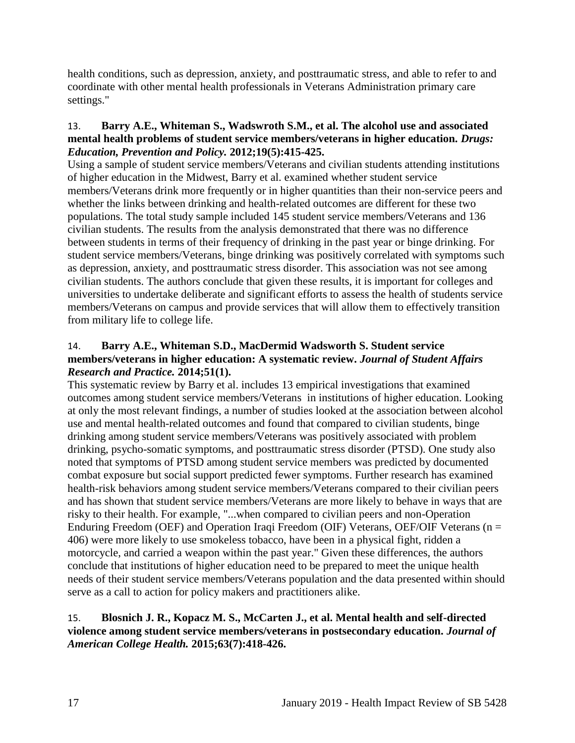health conditions, such as depression, anxiety, and posttraumatic stress, and able to refer to and coordinate with other mental health professionals in Veterans Administration primary care settings."

13. **Barry A.E., Whiteman S., Wadsworth S.M., et al. The alcohol use and associated mental health problems of student service members/veterans in higher education. *Drugs: Education, Prevention and Policy.* 2012;19(5):415-425.**

Using a sample of student service members/Veterans and civilian students attending institutions of higher education in the Midwest, Barry et al. examined whether student service members/Veterans drink more frequently or in higher quantities than their non-service peers and whether the links between drinking and health-related outcomes are different for these two populations. The total study sample included 145 student service members/Veterans and 136 civilian students. The results from the analysis demonstrated that there was no difference between students in terms of their frequency of drinking in the past year or binge drinking. For student service members/Veterans, binge drinking was positively correlated with symptoms such as depression, anxiety, and posttraumatic stress disorder. This association was not see among civilian students. The authors conclude that given these results, it is important for colleges and universities to undertake deliberate and significant efforts to assess the health of students service members/Veterans on campus and provide services that will allow them to effectively transition from military life to college life.

14. **Barry A.E., Whiteman S.D., MacDermid Wadsworth S. Student service members/veterans in higher education: A systematic review. *Journal of Student Affairs Research and Practice.* 2014;51(1).**

This systematic review by Barry et al. includes 13 empirical investigations that examined outcomes among student service members/Veterans in institutions of higher education. Looking at only the most relevant findings, a number of studies looked at the association between alcohol use and mental health-related outcomes and found that compared to civilian students, binge drinking among student service members/Veterans was positively associated with problem drinking, psycho-somatic symptoms, and posttraumatic stress disorder (PTSD). One study also noted that symptoms of PTSD among student service members was predicted by documented combat exposure but social support predicted fewer symptoms. Further research has examined health-risk behaviors among student service members/Veterans compared to their civilian peers and has shown that student service members/Veterans are more likely to behave in ways that are risky to their health. For example, "...when compared to civilian peers and non-Operation Enduring Freedom (OEF) and Operation Iraqi Freedom (OIF) Veterans, OEF/OIF Veterans (n = 406) were more likely to use smokeless tobacco, have been in a physical fight, ridden a motorcycle, and carried a weapon within the past year." Given these differences, the authors conclude that institutions of higher education need to be prepared to meet the unique health needs of their student service members/Veterans population and the data presented within should serve as a call to action for policy makers and practitioners alike.

15. **Blosnich J. R., Kopacz M. S., McCarten J., et al. Mental health and self-directed violence among student service members/veterans in postsecondary education. *Journal of American College Health.* 2015;63(7):418-426.**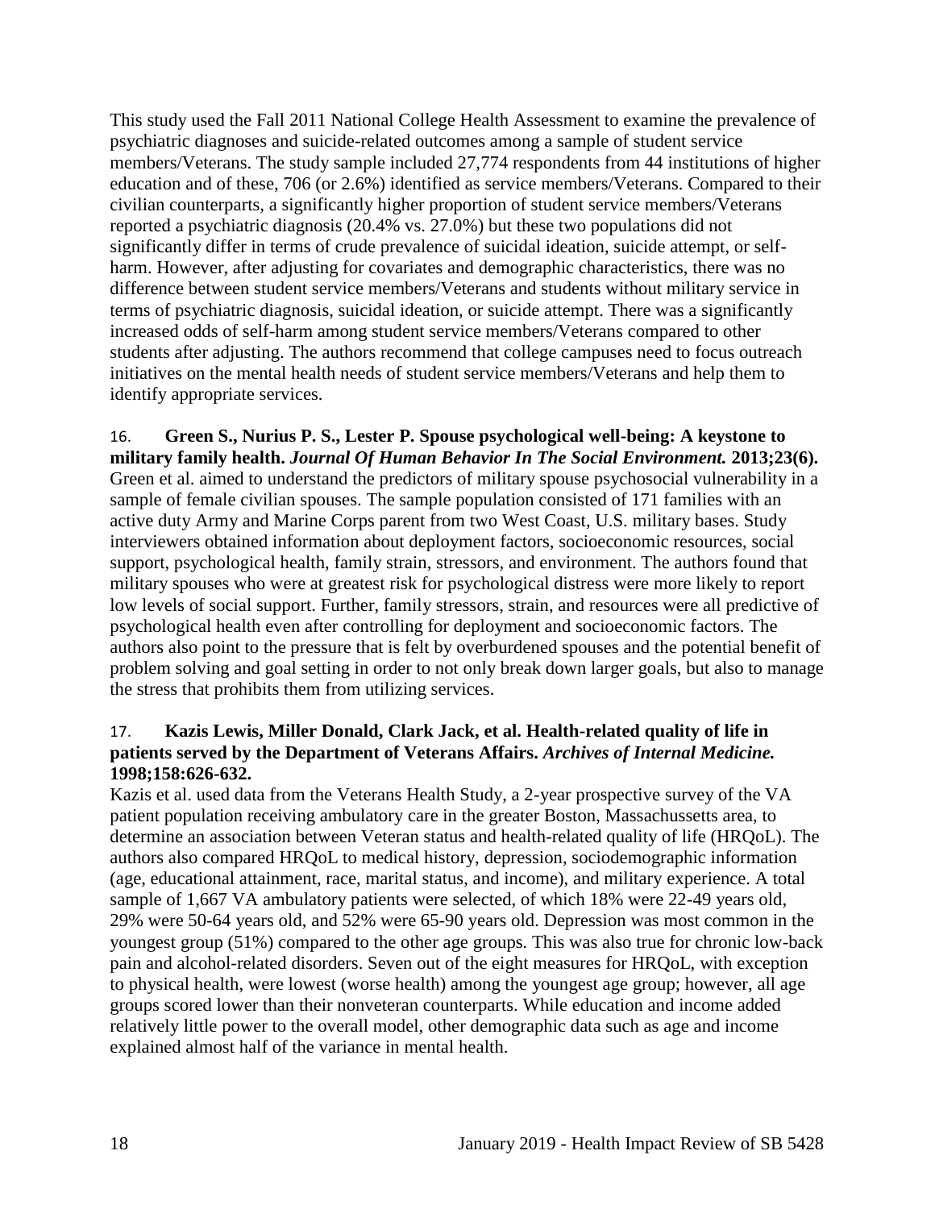This study used the Fall 2011 National College Health Assessment to examine the prevalence of psychiatric diagnoses and suicide-related outcomes among a sample of student service members/Veterans. The study sample included 27,774 respondents from 44 institutions of higher education and of these, 706 (or 2.6%) identified as service members/Veterans. Compared to their civilian counterparts, a significantly higher proportion of student service members/Veterans reported a psychiatric diagnosis (20.4% vs. 27.0%) but these two populations did not significantly differ in terms of crude prevalence of suicidal ideation, suicide attempt, or self-harm. However, after adjusting for covariates and demographic characteristics, there was no difference between student service members/Veterans and students without military service in terms of psychiatric diagnosis, suicidal ideation, or suicide attempt. There was a significantly increased odds of self-harm among student service members/Veterans compared to other students after adjusting. The authors recommend that college campuses need to focus outreach initiatives on the mental health needs of student service members/Veterans and help them to identify appropriate services.

16. **Green S., Nurius P. S., Lester P. Spouse psychological well-being: A keystone to military family health.** ***Journal Of Human Behavior In The Social Environment.*** **2013;23(6).**
Green et al. aimed to understand the predictors of military spouse psychosocial vulnerability in a sample of female civilian spouses. The sample population consisted of 171 families with an active duty Army and Marine Corps parent from two West Coast, U.S. military bases. Study interviewers obtained information about deployment factors, socioeconomic resources, social support, psychological health, family strain, stressors, and environment. The authors found that military spouses who were at greatest risk for psychological distress were more likely to report low levels of social support. Further, family stressors, strain, and resources were all predictive of psychological health even after controlling for deployment and socioeconomic factors. The authors also point to the pressure that is felt by overburdened spouses and the potential benefit of problem solving and goal setting in order to not only break down larger goals, but also to manage the stress that prohibits them from utilizing services.

17. **Kazis Lewis, Miller Donald, Clark Jack, et al. Health-related quality of life in patients served by the Department of Veterans Affairs.** ***Archives of Internal Medicine.*** **1998;158:626-632.**
Kazis et al. used data from the Veterans Health Study, a 2-year prospective survey of the VA patient population receiving ambulatory care in the greater Boston, Massachussetts area, to determine an association between Veteran status and health-related quality of life (HRQoL). The authors also compared HRQoL to medical history, depression, sociodemographic information (age, educational attainment, race, marital status, and income), and military experience. A total sample of 1,667 VA ambulatory patients were selected, of which 18% were 22-49 years old, 29% were 50-64 years old, and 52% were 65-90 years old. Depression was most common in the youngest group (51%) compared to the other age groups. This was also true for chronic low-back pain and alcohol-related disorders. Seven out of the eight measures for HRQoL, with exception to physical health, were lowest (worse health) among the youngest age group; however, all age groups scored lower than their nonveteran counterparts. While education and income added relatively little power to the overall model, other demographic data such as age and income explained almost half of the variance in mental health.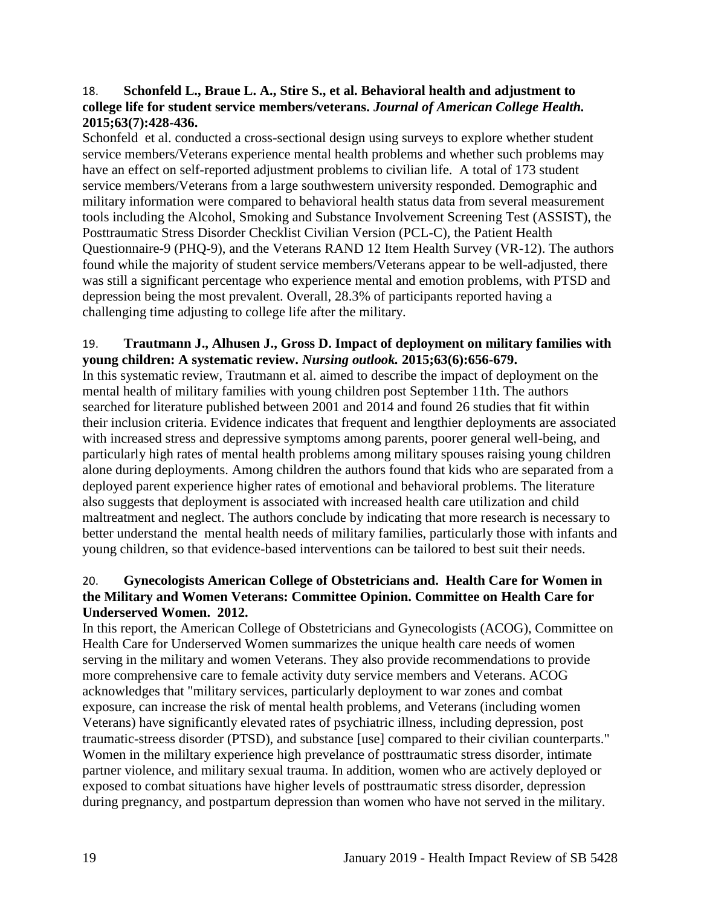18. **Schonfeld L., Braue L. A., Stire S., et al. Behavioral health and adjustment to college life for student service members/veterans.** ***Journal of American College Health.*** **2015;63(7):428-436.**

Schonfeld et al. conducted a cross-sectional design using surveys to explore whether student service members/Veterans experience mental health problems and whether such problems may have an effect on self-reported adjustment problems to civilian life. A total of 173 student service members/Veterans from a large southwestern university responded. Demographic and military information were compared to behavioral health status data from several measurement tools including the Alcohol, Smoking and Substance Involvement Screening Test (ASSIST), the Posttraumatic Stress Disorder Checklist Civilian Version (PCL-C), the Patient Health Questionnaire-9 (PHQ-9), and the Veterans RAND 12 Item Health Survey (VR-12). The authors found while the majority of student service members/Veterans appear to be well-adjusted, there was still a significant percentage who experience mental and emotion problems, with PTSD and depression being the most prevalent. Overall, 28.3% of participants reported having a challenging time adjusting to college life after the military.

19. **Trautmann J., Alhusen J., Gross D. Impact of deployment on military families with young children: A systematic review.** ***Nursing outlook.*** **2015;63(6):656-679.**

In this systematic review, Trautmann et al. aimed to describe the impact of deployment on the mental health of military families with young children post September 11th. The authors searched for literature published between 2001 and 2014 and found 26 studies that fit within their inclusion criteria. Evidence indicates that frequent and lengthier deployments are associated with increased stress and depressive symptoms among parents, poorer general well-being, and particularly high rates of mental health problems among military spouses raising young children alone during deployments. Among children the authors found that kids who are separated from a deployed parent experience higher rates of emotional and behavioral problems. The literature also suggests that deployment is associated with increased health care utilization and child maltreatment and neglect. The authors conclude by indicating that more research is necessary to better understand the mental health needs of military families, particularly those with infants and young children, so that evidence-based interventions can be tailored to best suit their needs.

20. **Gynecologists American College of Obstetricians and. Health Care for Women in the Military and Women Veterans: Committee Opinion. Committee on Health Care for Underserved Women. 2012.**

In this report, the American College of Obstetricians and Gynecologists (ACOG), Committee on Health Care for Underserved Women summarizes the unique health care needs of women serving in the military and women Veterans. They also provide recommendations to provide more comprehensive care to female activity duty service members and Veterans. ACOG acknowledges that "military services, particularly deployment to war zones and combat exposure, can increase the risk of mental health problems, and Veterans (including women Veterans) have significantly elevated rates of psychiatric illness, including depression, post traumatic-streess disorder (PTSD), and substance [use] compared to their civilian counterparts." Women in the mililtary experience high prevelance of posttraumatic stress disorder, intimate partner violence, and military sexual trauma. In addition, women who are actively deployed or exposed to combat situations have higher levels of posttraumatic stress disorder, depression during pregnancy, and postpartum depression than women who have not served in the military.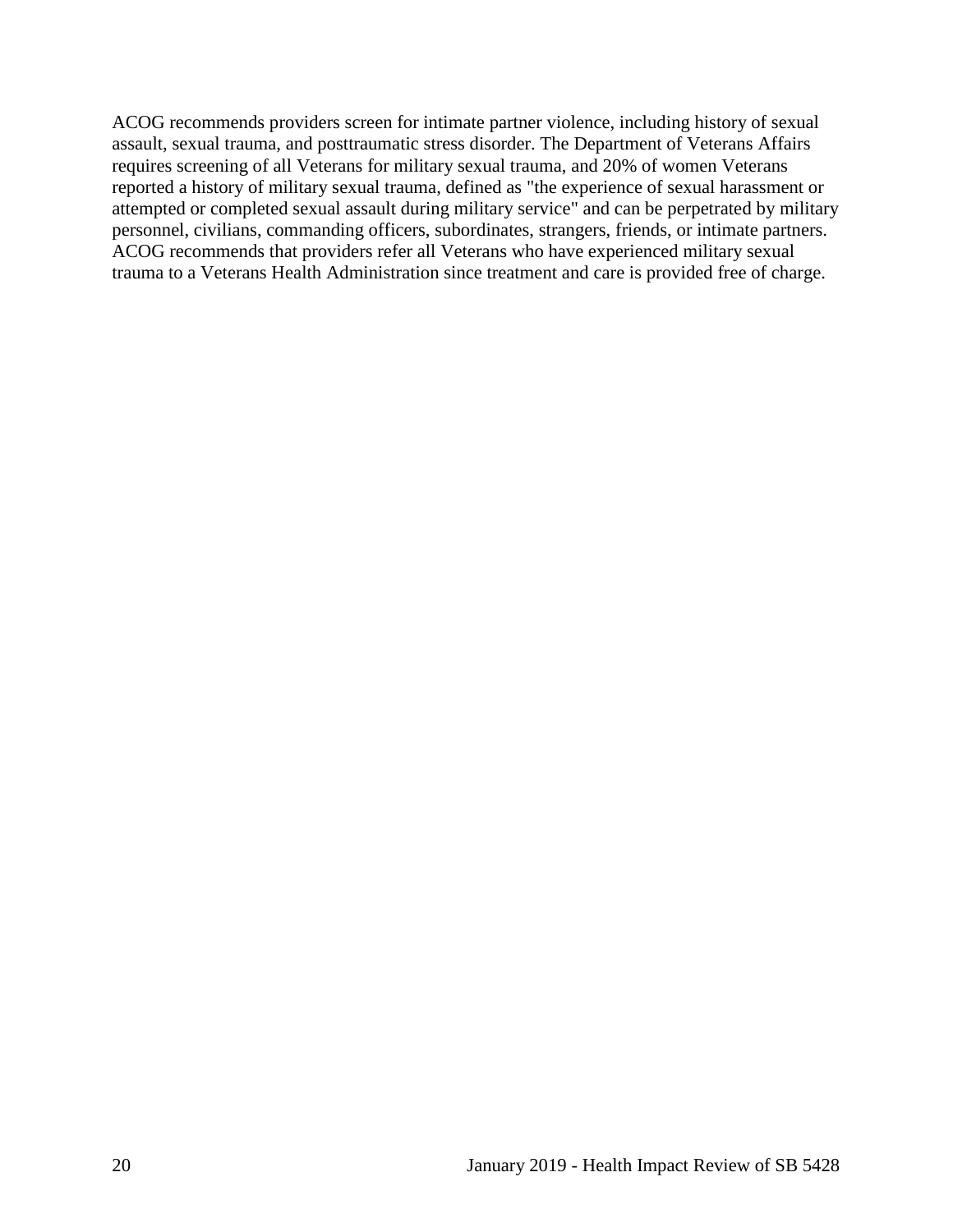ACOG recommends providers screen for intimate partner violence, including history of sexual assault, sexual trauma, and posttraumatic stress disorder. The Department of Veterans Affairs requires screening of all Veterans for military sexual trauma, and 20% of women Veterans reported a history of military sexual trauma, defined as "the experience of sexual harassment or attempted or completed sexual assault during military service" and can be perpetrated by military personnel, civilians, commanding officers, subordinates, strangers, friends, or intimate partners. ACOG recommends that providers refer all Veterans who have experienced military sexual trauma to a Veterans Health Administration since treatment and care is provided free of charge.